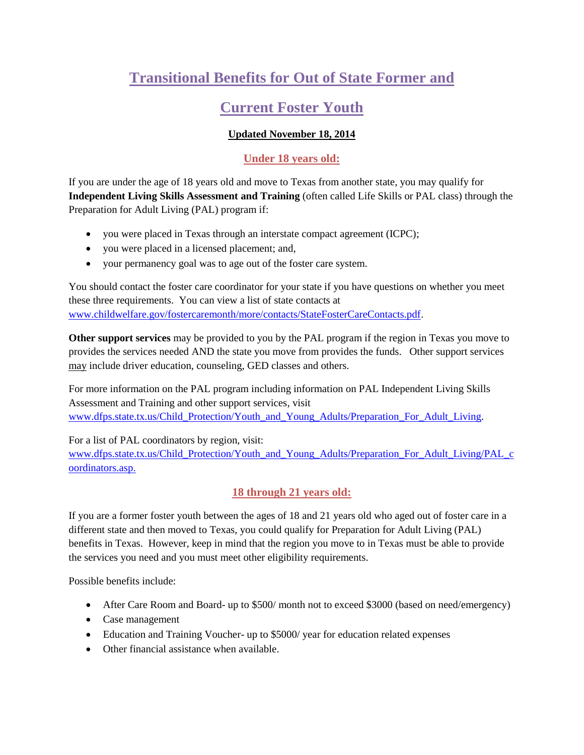# Transitional Benefits for Out of State Former and Current Foster Youth

**Updated November 18, 2014**

## Under 18 years old:

If you are under the age of 18 years old and move to Texas from another state, you may qualify for **Independent Living Skills Assessment and Training** (often called Life Skills or PAL class) through the Preparation for Adult Living (PAL) program if:

- you were placed in Texas through an interstate compact agreement (ICPC);
- you were placed in a licensed placement; and,
- your permanency goal was to age out of the foster care system.

You should contact the foster care coordinator for your state if you have questions on whether you meet these three requirements. You can view a list of state contacts at www.childwelfare.gov/fostercaremonth/more/contacts/StateFosterCareContacts.pdf.

**Other support services** may be provided to you by the PAL program if the region in Texas you move to provides the services needed AND the state you move from provides the funds. Other support services may include driver education, counseling, GED classes and others.

For more information on the PAL program including information on PAL Independent Living Skills Assessment and Training and other support services, visit www.dfps.state.tx.us/Child_Protection/Youth_and_Young_Adults/Preparation_For_Adult_Living.

For a list of PAL coordinators by region, visit: www.dfps.state.tx.us/Child_Protection/Youth_and_Young_Adults/Preparation_For_Adult_Living/PAL_coordinators.asp.

## 18 through 21 years old:

If you are a former foster youth between the ages of 18 and 21 years old who aged out of foster care in a different state and then moved to Texas, you could qualify for Preparation for Adult Living (PAL) benefits in Texas. However, keep in mind that the region you move to in Texas must be able to provide the services you need and you must meet other eligibility requirements.

Possible benefits include:

- After Care Room and Board- up to $500/ month not to exceed $3000 (based on need/emergency)
- Case management
- Education and Training Voucher- up to $5000/ year for education related expenses
- Other financial assistance when available.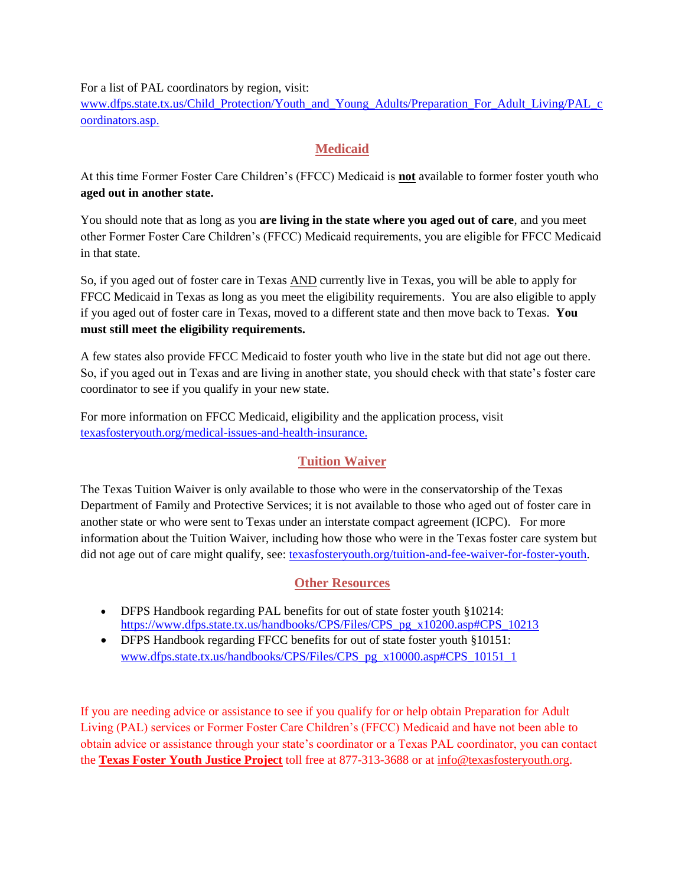For a list of PAL coordinators by region, visit: [www.dfps.state.tx.us/Child_Protection/Youth_and_Young_Adults/Preparation_For_Adult_Living/PAL_coordinators.asp.](www.dfps.state.tx.us/Child_Protection/Youth_and_Young_Adults/Preparation_For_Adult_Living/PAL_coordinators.asp)

## Medicaid

At this time Former Foster Care Children's (FFCC) Medicaid is **not** available to former foster youth who **aged out in another state.**

You should note that as long as you **are living in the state where you aged out of care**, and you meet other Former Foster Care Children's (FFCC) Medicaid requirements, you are eligible for FFCC Medicaid in that state.

So, if you aged out of foster care in Texas AND currently live in Texas, you will be able to apply for FFCC Medicaid in Texas as long as you meet the eligibility requirements. You are also eligible to apply if you aged out of foster care in Texas, moved to a different state and then move back to Texas. **You must still meet the eligibility requirements.**

A few states also provide FFCC Medicaid to foster youth who live in the state but did not age out there. So, if you aged out in Texas and are living in another state, you should check with that state's foster care coordinator to see if you qualify in your new state.

For more information on FFCC Medicaid, eligibility and the application process, visit [texasfosteryouth.org/medical-issues-and-health-insurance.](texasfosteryouth.org/medical-issues-and-health-insurance)

## Tuition Waiver

The Texas Tuition Waiver is only available to those who were in the conservatorship of the Texas Department of Family and Protective Services; it is not available to those who aged out of foster care in another state or who were sent to Texas under an interstate compact agreement (ICPC). For more information about the Tuition Waiver, including how those who were in the Texas foster care system but did not age out of care might qualify, see: [texasfosteryouth.org/tuition-and-fee-waiver-for-foster-youth](texasfosteryouth.org/tuition-and-fee-waiver-for-foster-youth).

## Other Resources

- DFPS Handbook regarding PAL benefits for out of state foster youth §10214: [https://www.dfps.state.tx.us/handbooks/CPS/Files/CPS_pg_x10200.asp#CPS_10213](https://www.dfps.state.tx.us/handbooks/CPS/Files/CPS_pg_x10200.asp#CPS_10213)
- DFPS Handbook regarding FFCC benefits for out of state foster youth §10151: [www.dfps.state.tx.us/handbooks/CPS/Files/CPS_pg_x10000.asp#CPS_10151_1](www.dfps.state.tx.us/handbooks/CPS/Files/CPS_pg_x10000.asp#CPS_10151_1)

If you are needing advice or assistance to see if you qualify for or help obtain Preparation for Adult Living (PAL) services or Former Foster Care Children's (FFCC) Medicaid and have not been able to obtain advice or assistance through your state's coordinator or a Texas PAL coordinator, you can contact the **Texas Foster Youth Justice Project** toll free at 877-313-3688 or at info@texasfosteryouth.org.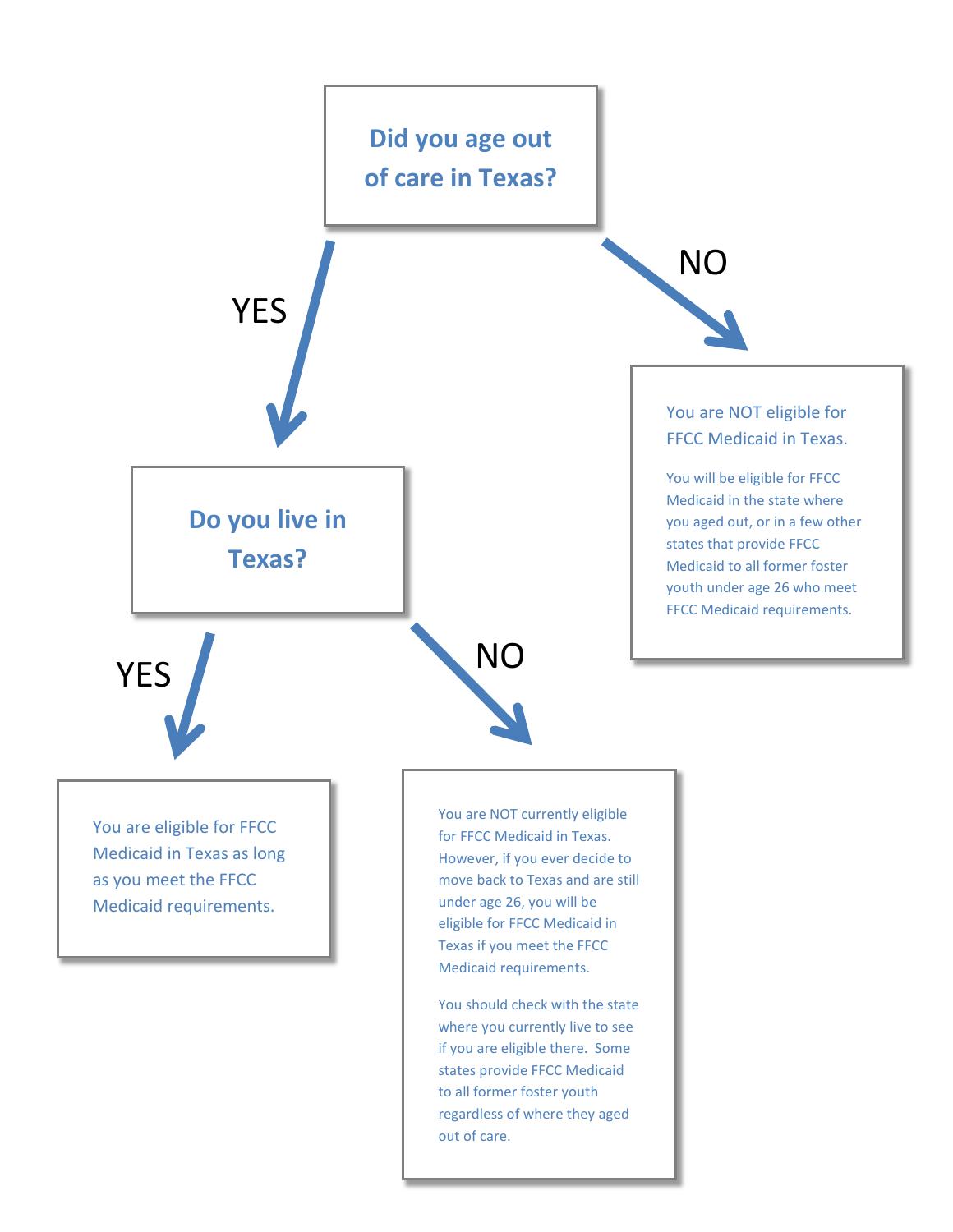Did you age out of care in Texas?

YES

Do you live in Texas?

YES

You are eligible for FFCC Medicaid in Texas as long as you meet the FFCC Medicaid requirements.

NO

You are NOT currently eligible for FFCC Medicaid in Texas. However, if you ever decide to move back to Texas and are still under age 26, you will be eligible for FFCC Medicaid in Texas if you meet the FFCC Medicaid requirements.

You should check with the state where you currently live to see if you are eligible there. Some states provide FFCC Medicaid to all former foster youth regardless of where they aged out of care.

NO

You are NOT eligible for FFCC Medicaid in Texas.

You will be eligible for FFCC Medicaid in the state where you aged out, or in a few other states that provide FFCC Medicaid to all former foster youth under age 26 who meet FFCC Medicaid requirements.